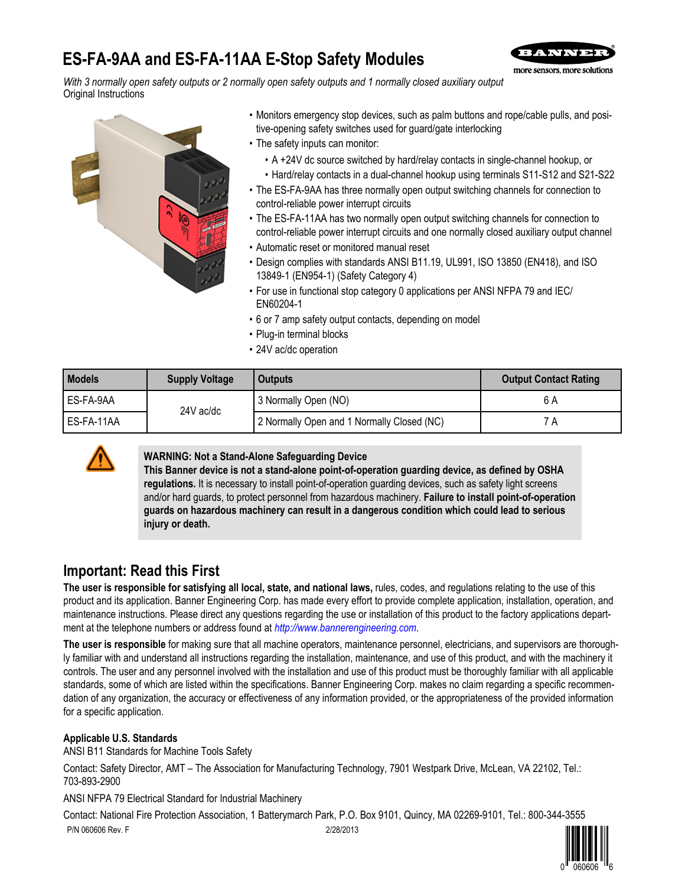# ES-FA-9AA and ES-FA-11AA E-Stop Safety Modules

*With 3 normally open safety outputs or 2 normally open safety outputs and 1 normally closed auxiliary output*
Original Instructions

- Monitors emergency stop devices, such as palm buttons and rope/cable pulls, and positive-opening safety switches used for guard/gate interlocking
- The safety inputs can monitor:
  - A +24V dc source switched by hard/relay contacts in single-channel hookup, or
  - Hard/relay contacts in a dual-channel hookup using terminals S11-S12 and S21-S22
- The ES-FA-9AA has three normally open output switching channels for connection to control-reliable power interrupt circuits
- The ES-FA-11AA has two normally open output switching channels for connection to control-reliable power interrupt circuits and one normally closed auxiliary output channel
- Automatic reset or monitored manual reset
- Design complies with standards ANSI B11.19, UL991, ISO 13850 (EN418), and ISO 13849-1 (EN954-1) (Safety Category 4)
- For use in functional stop category 0 applications per ANSI NFPA 79 and IEC/EN60204-1
- 6 or 7 amp safety output contacts, depending on model
- Plug-in terminal blocks
- 24V ac/dc operation

| Models | Supply Voltage | Outputs | Output Contact Rating |
|---|---|---|---|
| ES-FA-9AA | 24V ac/dc | 3 Normally Open (NO) | 6 A |
| ES-FA-11AA | | 2 Normally Open and 1 Normally Closed (NC) | 7 A |

**WARNING: Not a Stand-Alone Safeguarding Device**
**This Banner device is not a stand-alone point-of-operation guarding device, as defined by OSHA regulations.** It is necessary to install point-of-operation guarding devices, such as safety light screens and/or hard guards, to protect personnel from hazardous machinery. **Failure to install point-of-operation guards on hazardous machinery can result in a dangerous condition which could lead to serious injury or death.**

## Important: Read this First

**The user is responsible for satisfying all local, state, and national laws,** rules, codes, and regulations relating to the use of this product and its application. Banner Engineering Corp. has made every effort to provide complete application, installation, operation, and maintenance instructions. Please direct any questions regarding the use or installation of this product to the factory applications department at the telephone numbers or address found at http://www.bannerengineering.com.

**The user is responsible** for making sure that all machine operators, maintenance personnel, electricians, and supervisors are thoroughly familiar with and understand all instructions regarding the installation, maintenance, and use of this product, and with the machinery it controls. The user and any personnel involved with the installation and use of this product must be thoroughly familiar with all applicable standards, some of which are listed within the specifications. Banner Engineering Corp. makes no claim regarding a specific recommendation of any organization, the accuracy or effectiveness of any information provided, or the appropriateness of the provided information for a specific application.

**Applicable U.S. Standards**

ANSI B11 Standards for Machine Tools Safety

Contact: Safety Director, AMT – The Association for Manufacturing Technology, 7901 Westpark Drive, McLean, VA 22102, Tel.: 703-893-2900

ANSI NFPA 79 Electrical Standard for Industrial Machinery

Contact: National Fire Protection Association, 1 Batterymarch Park, P.O. Box 9101, Quincy, MA 02269-9101, Tel.: 800-344-3555

P/N 060606 Rev. F 2/28/2013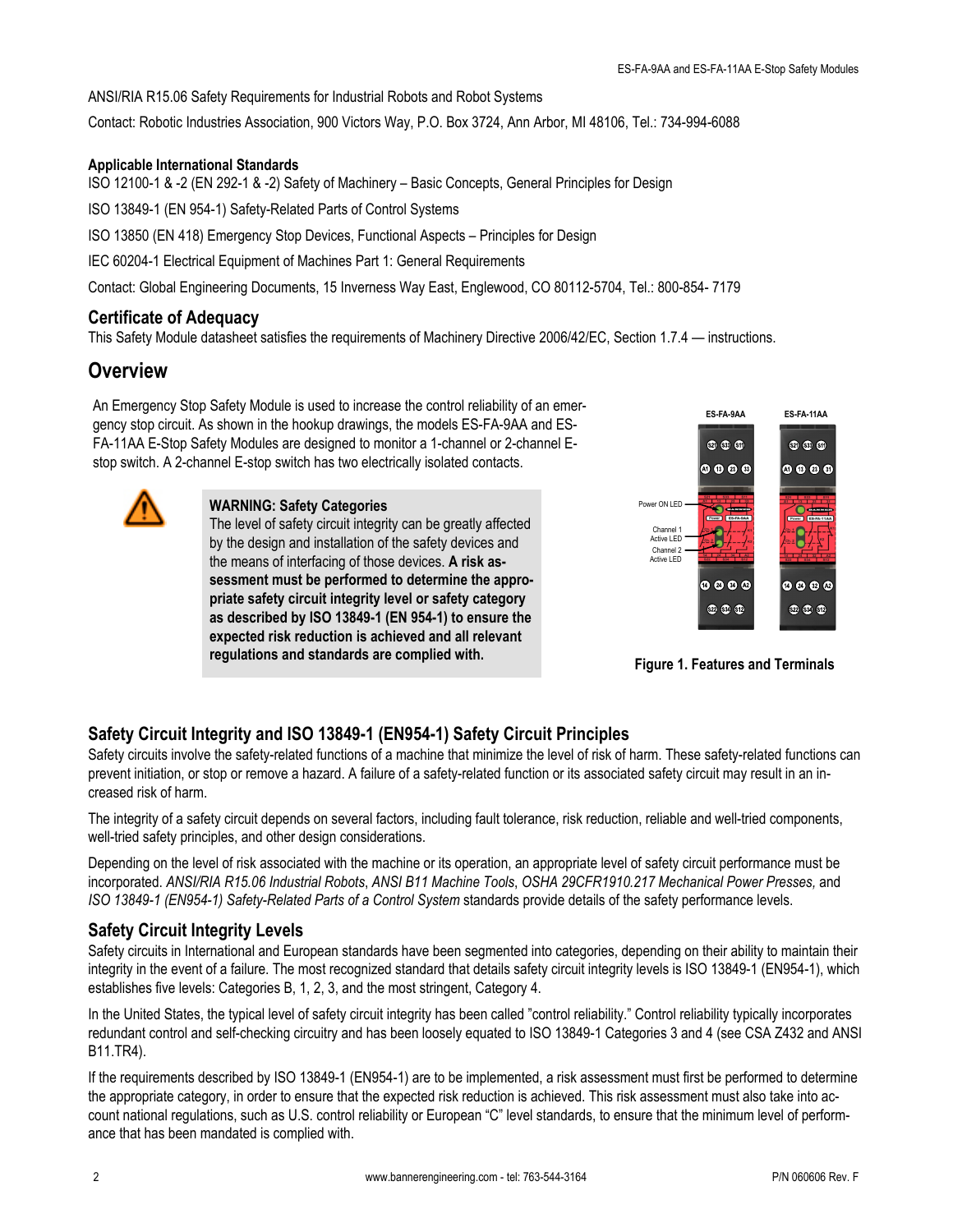ANSI/RIA R15.06 Safety Requirements for Industrial Robots and Robot Systems

Contact: Robotic Industries Association, 900 Victors Way, P.O. Box 3724, Ann Arbor, MI 48106, Tel.: 734-994-6088

**Applicable International Standards**

ISO 12100-1 & -2 (EN 292-1 & -2) Safety of Machinery – Basic Concepts, General Principles for Design

ISO 13849-1 (EN 954-1) Safety-Related Parts of Control Systems

ISO 13850 (EN 418) Emergency Stop Devices, Functional Aspects – Principles for Design

IEC 60204-1 Electrical Equipment of Machines Part 1: General Requirements

Contact: Global Engineering Documents, 15 Inverness Way East, Englewood, CO 80112-5704, Tel.: 800-854- 7179

### Certificate of Adequacy

This Safety Module datasheet satisfies the requirements of Machinery Directive 2006/42/EC, Section 1.7.4 — instructions.

## Overview

An Emergency Stop Safety Module is used to increase the control reliability of an emergency stop circuit. As shown in the hookup drawings, the models ES-FA-9AA and ES-FA-11AA E-Stop Safety Modules are designed to monitor a 1-channel or 2-channel E-stop switch. A 2-channel E-stop switch has two electrically isolated contacts.

**WARNING: Safety Categories**
The level of safety circuit integrity can be greatly affected by the design and installation of the safety devices and the means of interfacing of those devices. **A risk assessment must be performed to determine the appropriate safety circuit integrity level or safety category as described by ISO 13849-1 (EN 954-1) to ensure the expected risk reduction is achieved and all relevant regulations and standards are complied with.**

ES-FA-9AA | ES-FA-11AA

Power ON LED

Channel 1 Active LED

Channel 2 Active LED

**Figure 1. Features and Terminals**

### Safety Circuit Integrity and ISO 13849-1 (EN954-1) Safety Circuit Principles

Safety circuits involve the safety-related functions of a machine that minimize the level of risk of harm. These safety-related functions can prevent initiation, or stop or remove a hazard. A failure of a safety-related function or its associated safety circuit may result in an increased risk of harm.

The integrity of a safety circuit depends on several factors, including fault tolerance, risk reduction, reliable and well-tried components, well-tried safety principles, and other design considerations.

Depending on the level of risk associated with the machine or its operation, an appropriate level of safety circuit performance must be incorporated. *ANSI/RIA R15.06 Industrial Robots*, *ANSI B11 Machine Tools*, *OSHA 29CFR1910.217 Mechanical Power Presses,* and *ISO 13849-1 (EN954-1) Safety-Related Parts of a Control System* standards provide details of the safety performance levels.

### Safety Circuit Integrity Levels

Safety circuits in International and European standards have been segmented into categories, depending on their ability to maintain their integrity in the event of a failure. The most recognized standard that details safety circuit integrity levels is ISO 13849-1 (EN954-1), which establishes five levels: Categories B, 1, 2, 3, and the most stringent, Category 4.

In the United States, the typical level of safety circuit integrity has been called "control reliability." Control reliability typically incorporates redundant control and self-checking circuitry and has been loosely equated to ISO 13849-1 Categories 3 and 4 (see CSA Z432 and ANSI B11.TR4).

If the requirements described by ISO 13849-1 (EN954-1) are to be implemented, a risk assessment must first be performed to determine the appropriate category, in order to ensure that the expected risk reduction is achieved. This risk assessment must also take into account national regulations, such as U.S. control reliability or European "C" level standards, to ensure that the minimum level of performance that has been mandated is complied with.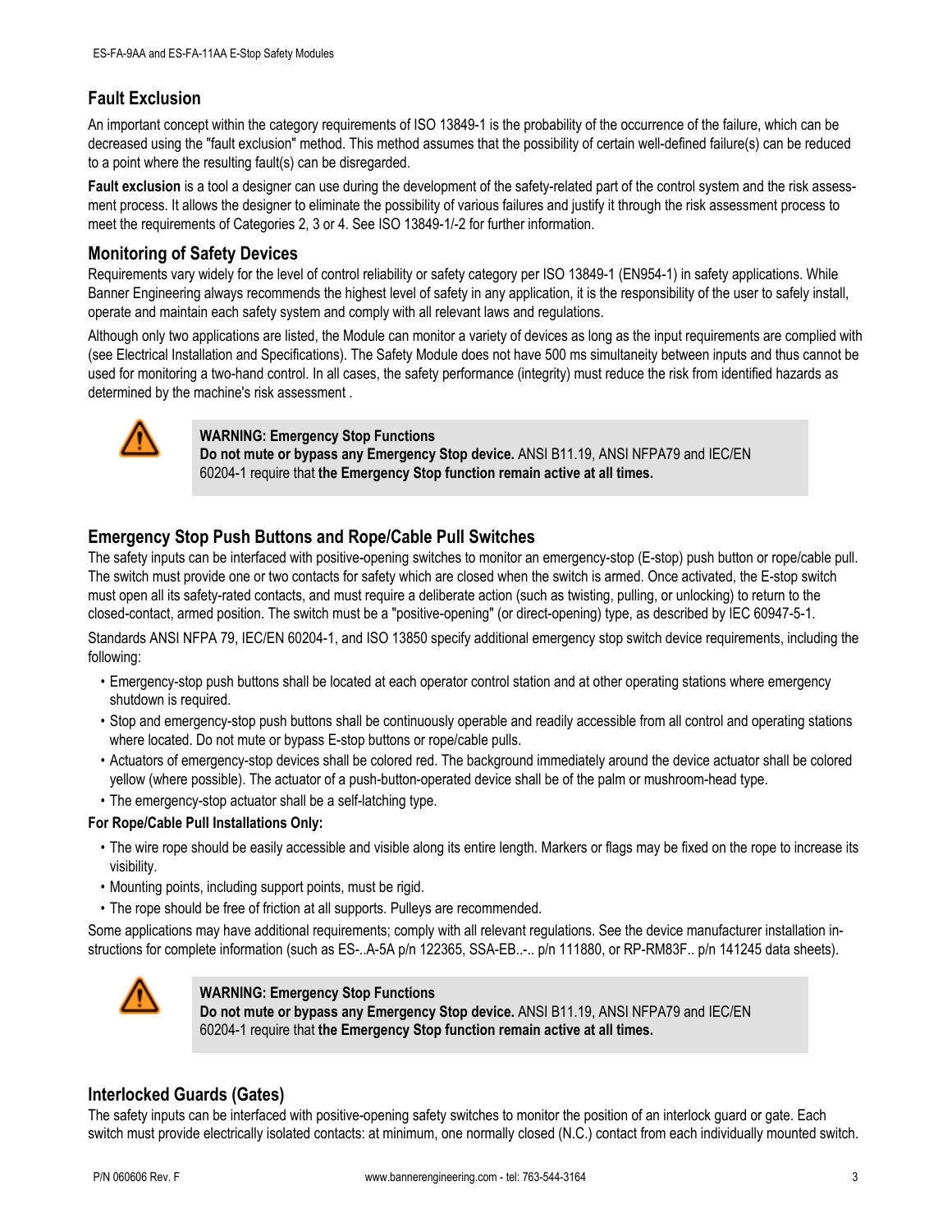## Fault Exclusion

An important concept within the category requirements of ISO 13849-1 is the probability of the occurrence of the failure, which can be decreased using the "fault exclusion" method. This method assumes that the possibility of certain well-defined failure(s) can be reduced to a point where the resulting fault(s) can be disregarded.

**Fault exclusion** is a tool a designer can use during the development of the safety-related part of the control system and the risk assessment process. It allows the designer to eliminate the possibility of various failures and justify it through the risk assessment process to meet the requirements of Categories 2, 3 or 4. See ISO 13849-1/-2 for further information.

## Monitoring of Safety Devices

Requirements vary widely for the level of control reliability or safety category per ISO 13849-1 (EN954-1) in safety applications. While Banner Engineering always recommends the highest level of safety in any application, it is the responsibility of the user to safely install, operate and maintain each safety system and comply with all relevant laws and regulations.

Although only two applications are listed, the Module can monitor a variety of devices as long as the input requirements are complied with (see Electrical Installation and Specifications). The Safety Module does not have 500 ms simultaneity between inputs and thus cannot be used for monitoring a two-hand control. In all cases, the safety performance (integrity) must reduce the risk from identified hazards as determined by the machine's risk assessment .

> **WARNING: Emergency Stop Functions**
> **Do not mute or bypass any Emergency Stop device.** ANSI B11.19, ANSI NFPA79 and IEC/EN 60204-1 require that **the Emergency Stop function remain active at all times.**

## Emergency Stop Push Buttons and Rope/Cable Pull Switches

The safety inputs can be interfaced with positive-opening switches to monitor an emergency-stop (E-stop) push button or rope/cable pull. The switch must provide one or two contacts for safety which are closed when the switch is armed. Once activated, the E-stop switch must open all its safety-rated contacts, and must require a deliberate action (such as twisting, pulling, or unlocking) to return to the closed-contact, armed position. The switch must be a "positive-opening" (or direct-opening) type, as described by IEC 60947-5-1.

Standards ANSI NFPA 79, IEC/EN 60204-1, and ISO 13850 specify additional emergency stop switch device requirements, including the following:

- Emergency-stop push buttons shall be located at each operator control station and at other operating stations where emergency shutdown is required.
- Stop and emergency-stop push buttons shall be continuously operable and readily accessible from all control and operating stations where located. Do not mute or bypass E-stop buttons or rope/cable pulls.
- Actuators of emergency-stop devices shall be colored red. The background immediately around the device actuator shall be colored yellow (where possible). The actuator of a push-button-operated device shall be of the palm or mushroom-head type.
- The emergency-stop actuator shall be a self-latching type.

**For Rope/Cable Pull Installations Only:**

- The wire rope should be easily accessible and visible along its entire length. Markers or flags may be fixed on the rope to increase its visibility.
- Mounting points, including support points, must be rigid.
- The rope should be free of friction at all supports. Pulleys are recommended.

Some applications may have additional requirements; comply with all relevant regulations. See the device manufacturer installation instructions for complete information (such as ES-..A-5A p/n 122365, SSA-EB..-.. p/n 111880, or RP-RM83F.. p/n 141245 data sheets).

> **WARNING: Emergency Stop Functions**
> **Do not mute or bypass any Emergency Stop device.** ANSI B11.19, ANSI NFPA79 and IEC/EN 60204-1 require that **the Emergency Stop function remain active at all times.**

## Interlocked Guards (Gates)

The safety inputs can be interfaced with positive-opening safety switches to monitor the position of an interlock guard or gate. Each switch must provide electrically isolated contacts: at minimum, one normally closed (N.C.) contact from each individually mounted switch.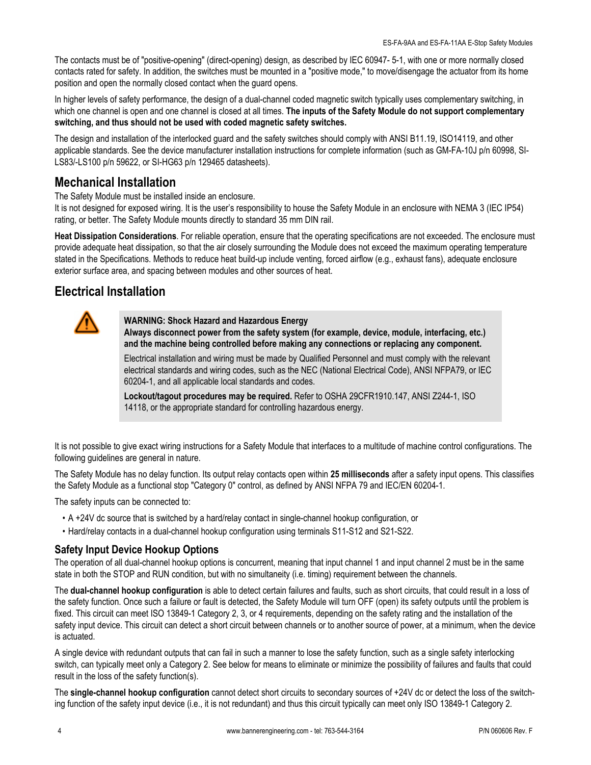The contacts must be of "positive-opening" (direct-opening) design, as described by IEC 60947- 5-1, with one or more normally closed contacts rated for safety. In addition, the switches must be mounted in a "positive mode," to move/disengage the actuator from its home position and open the normally closed contact when the guard opens.

In higher levels of safety performance, the design of a dual-channel coded magnetic switch typically uses complementary switching, in which one channel is open and one channel is closed at all times. **The inputs of the Safety Module do not support complementary switching, and thus should not be used with coded magnetic safety switches.**

The design and installation of the interlocked guard and the safety switches should comply with ANSI B11.19, ISO14119, and other applicable standards. See the device manufacturer installation instructions for complete information (such as GM-FA-10J p/n 60998, SI-LS83/-LS100 p/n 59622, or SI-HG63 p/n 129465 datasheets).

## Mechanical Installation

The Safety Module must be installed inside an enclosure.
It is not designed for exposed wiring. It is the user's responsibility to house the Safety Module in an enclosure with NEMA 3 (IEC IP54) rating, or better. The Safety Module mounts directly to standard 35 mm DIN rail.

**Heat Dissipation Considerations**. For reliable operation, ensure that the operating specifications are not exceeded. The enclosure must provide adequate heat dissipation, so that the air closely surrounding the Module does not exceed the maximum operating temperature stated in the Specifications. Methods to reduce heat build-up include venting, forced airflow (e.g., exhaust fans), adequate enclosure exterior surface area, and spacing between modules and other sources of heat.

## Electrical Installation

> **WARNING: Shock Hazard and Hazardous Energy**
> **Always disconnect power from the safety system (for example, device, module, interfacing, etc.) and the machine being controlled before making any connections or replacing any component.**
>
> Electrical installation and wiring must be made by Qualified Personnel and must comply with the relevant electrical standards and wiring codes, such as the NEC (National Electrical Code), ANSI NFPA79, or IEC 60204-1, and all applicable local standards and codes.
>
> **Lockout/tagout procedures may be required.** Refer to OSHA 29CFR1910.147, ANSI Z244-1, ISO 14118, or the appropriate standard for controlling hazardous energy.

It is not possible to give exact wiring instructions for a Safety Module that interfaces to a multitude of machine control configurations. The following guidelines are general in nature.

The Safety Module has no delay function. Its output relay contacts open within **25 milliseconds** after a safety input opens. This classifies the Safety Module as a functional stop "Category 0" control, as defined by ANSI NFPA 79 and IEC/EN 60204-1.

The safety inputs can be connected to:

- A +24V dc source that is switched by a hard/relay contact in single-channel hookup configuration, or
- Hard/relay contacts in a dual-channel hookup configuration using terminals S11-S12 and S21-S22.

### Safety Input Device Hookup Options

The operation of all dual-channel hookup options is concurrent, meaning that input channel 1 and input channel 2 must be in the same state in both the STOP and RUN condition, but with no simultaneity (i.e. timing) requirement between the channels.

The **dual-channel hookup configuration** is able to detect certain failures and faults, such as short circuits, that could result in a loss of the safety function. Once such a failure or fault is detected, the Safety Module will turn OFF (open) its safety outputs until the problem is fixed. This circuit can meet ISO 13849-1 Category 2, 3, or 4 requirements, depending on the safety rating and the installation of the safety input device. This circuit can detect a short circuit between channels or to another source of power, at a minimum, when the device is actuated.

A single device with redundant outputs that can fail in such a manner to lose the safety function, such as a single safety interlocking switch, can typically meet only a Category 2. See below for means to eliminate or minimize the possibility of failures and faults that could result in the loss of the safety function(s).

The **single-channel hookup configuration** cannot detect short circuits to secondary sources of +24V dc or detect the loss of the switching function of the safety input device (i.e., it is not redundant) and thus this circuit typically can meet only ISO 13849-1 Category 2.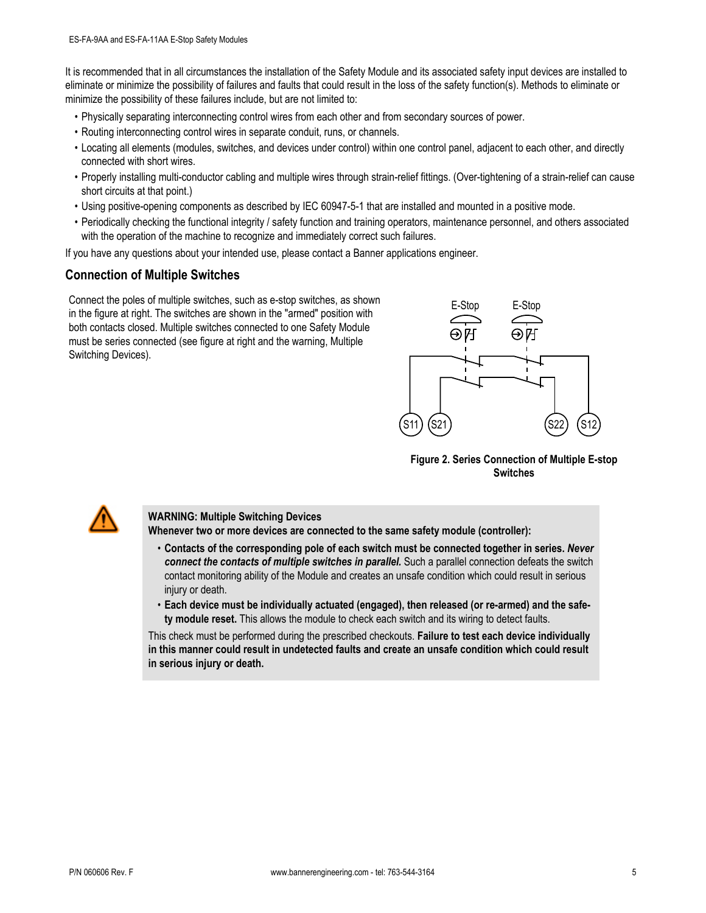It is recommended that in all circumstances the installation of the Safety Module and its associated safety input devices are installed to eliminate or minimize the possibility of failures and faults that could result in the loss of the safety function(s). Methods to eliminate or minimize the possibility of these failures include, but are not limited to:

- Physically separating interconnecting control wires from each other and from secondary sources of power.
- Routing interconnecting control wires in separate conduit, runs, or channels.
- Locating all elements (modules, switches, and devices under control) within one control panel, adjacent to each other, and directly connected with short wires.
- Properly installing multi-conductor cabling and multiple wires through strain-relief fittings. (Over-tightening of a strain-relief can cause short circuits at that point.)
- Using positive-opening components as described by IEC 60947-5-1 that are installed and mounted in a positive mode.
- Periodically checking the functional integrity / safety function and training operators, maintenance personnel, and others associated with the operation of the machine to recognize and immediately correct such failures.

If you have any questions about your intended use, please contact a Banner applications engineer.

## Connection of Multiple Switches

Connect the poles of multiple switches, such as e-stop switches, as shown in the figure at right. The switches are shown in the "armed" position with both contacts closed. Multiple switches connected to one Safety Module must be series connected (see figure at right and the warning, Multiple Switching Devices).

**Figure 2. Series Connection of Multiple E-stop Switches**

> **WARNING: Multiple Switching Devices**
> **Whenever two or more devices are connected to the same safety module (controller):**
>
> - **Contacts of the corresponding pole of each switch must be connected together in series.** ***Never connect the contacts of multiple switches in parallel.*** Such a parallel connection defeats the switch contact monitoring ability of the Module and creates an unsafe condition which could result in serious injury or death.
> - **Each device must be individually actuated (engaged), then released (or re-armed) and the safety module reset.** This allows the module to check each switch and its wiring to detect faults.
>
> This check must be performed during the prescribed checkouts. **Failure to test each device individually in this manner could result in undetected faults and create an unsafe condition which could result in serious injury or death.**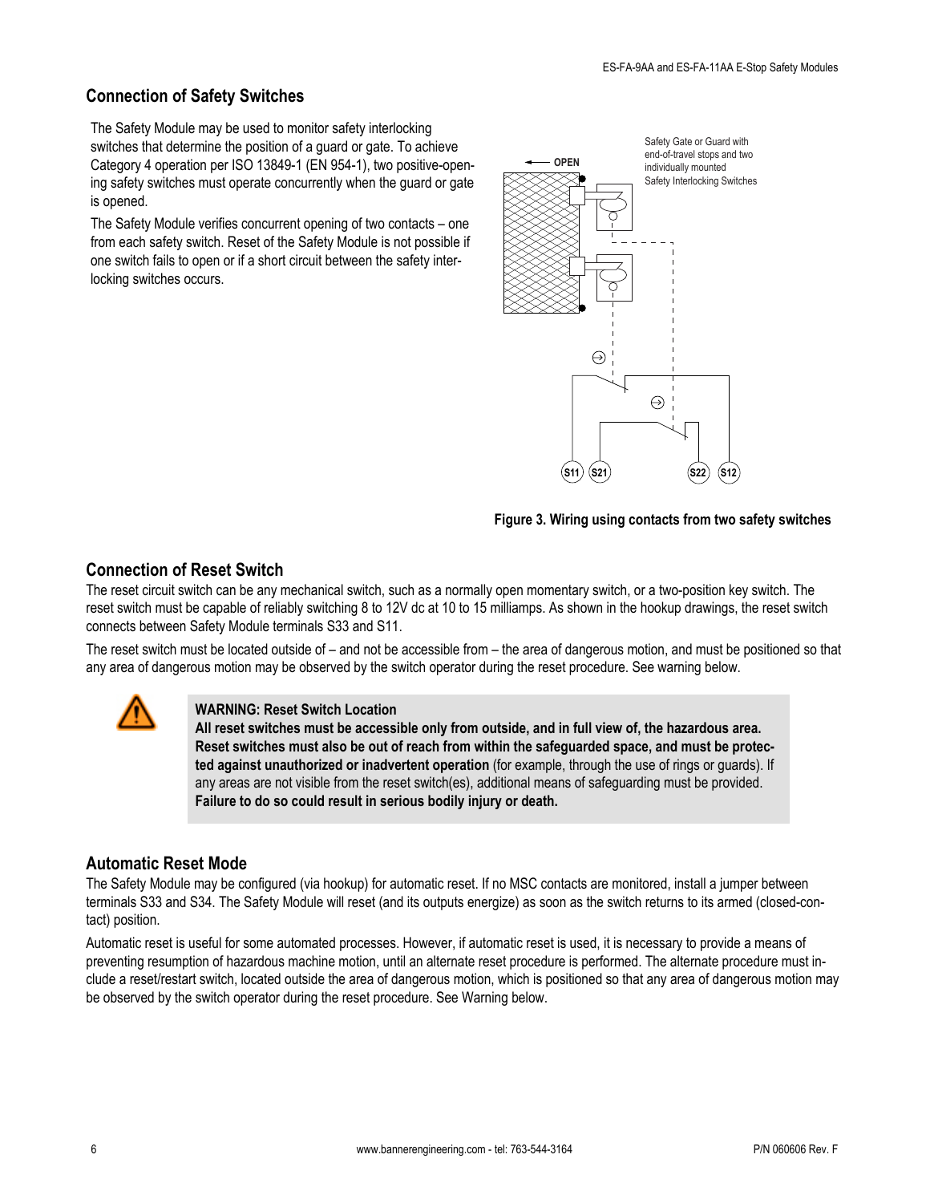## Connection of Safety Switches

The Safety Module may be used to monitor safety interlocking switches that determine the position of a guard or gate. To achieve Category 4 operation per ISO 13849-1 (EN 954-1), two positive-opening safety switches must operate concurrently when the guard or gate is opened.

The Safety Module verifies concurrent opening of two contacts – one from each safety switch. Reset of the Safety Module is not possible if one switch fails to open or if a short circuit between the safety interlocking switches occurs.

Figure 3. Wiring using contacts from two safety switches

## Connection of Reset Switch

The reset circuit switch can be any mechanical switch, such as a normally open momentary switch, or a two-position key switch. The reset switch must be capable of reliably switching 8 to 12V dc at 10 to 15 milliamps. As shown in the hookup drawings, the reset switch connects between Safety Module terminals S33 and S11.

The reset switch must be located outside of – and not be accessible from – the area of dangerous motion, and must be positioned so that any area of dangerous motion may be observed by the switch operator during the reset procedure. See warning below.

**WARNING: Reset Switch Location**
**All reset switches must be accessible only from outside, and in full view of, the hazardous area. Reset switches must also be out of reach from within the safeguarded space, and must be protected against unauthorized or inadvertent operation** (for example, through the use of rings or guards). If any areas are not visible from the reset switch(es), additional means of safeguarding must be provided. **Failure to do so could result in serious bodily injury or death.**

## Automatic Reset Mode

The Safety Module may be configured (via hookup) for automatic reset. If no MSC contacts are monitored, install a jumper between terminals S33 and S34. The Safety Module will reset (and its outputs energize) as soon as the switch returns to its armed (closed-contact) position.

Automatic reset is useful for some automated processes. However, if automatic reset is used, it is necessary to provide a means of preventing resumption of hazardous machine motion, until an alternate reset procedure is performed. The alternate procedure must include a reset/restart switch, located outside the area of dangerous motion, which is positioned so that any area of dangerous motion may be observed by the switch operator during the reset procedure. See Warning below.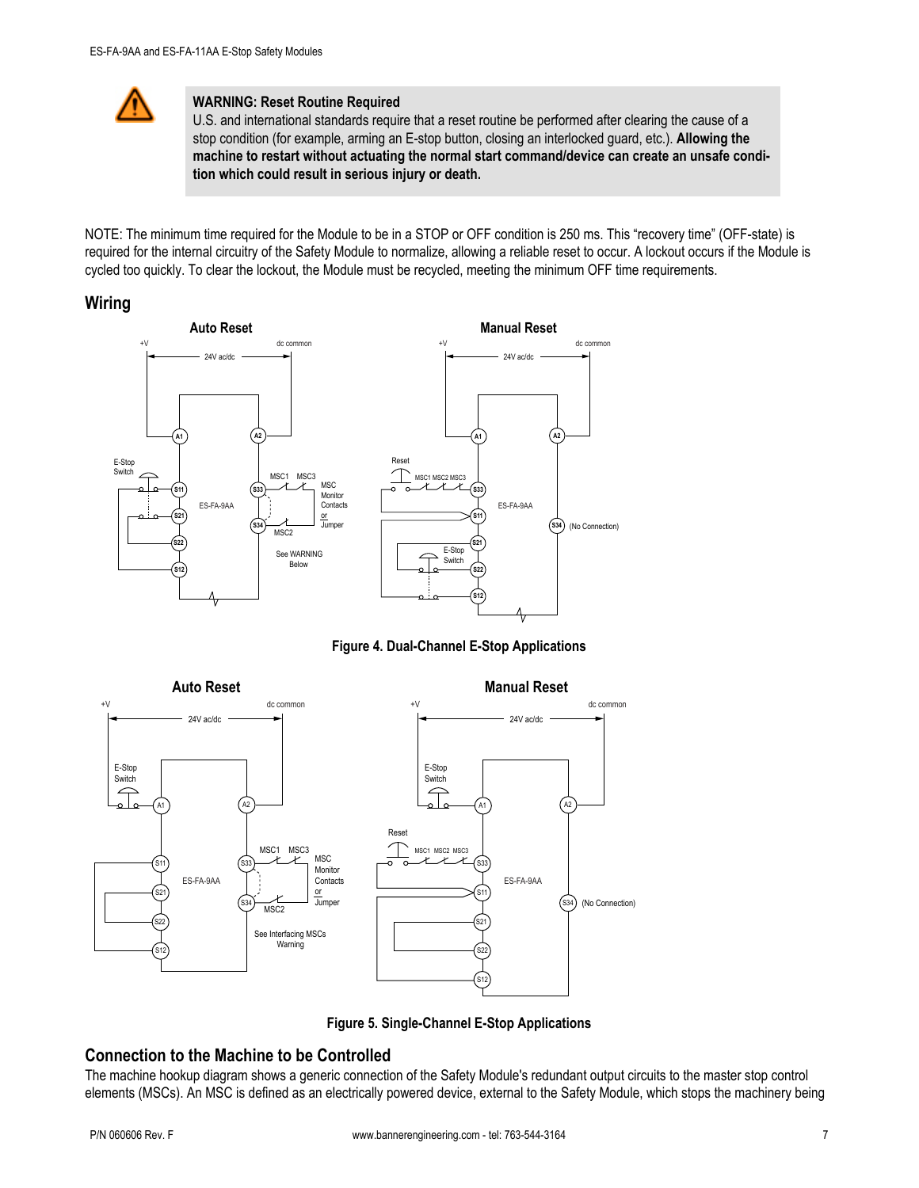**WARNING: Reset Routine Required**
U.S. and international standards require that a reset routine be performed after clearing the cause of a stop condition (for example, arming an E-stop button, closing an interlocked guard, etc.). **Allowing the machine to restart without actuating the normal start command/device can create an unsafe condition which could result in serious injury or death.**

NOTE: The minimum time required for the Module to be in a STOP or OFF condition is 250 ms. This "recovery time" (OFF-state) is required for the internal circuitry of the Safety Module to normalize, allowing a reliable reset to occur. A lockout occurs if the Module is cycled too quickly. To clear the lockout, the Module must be recycled, meeting the minimum OFF time requirements.

## Wiring

**Figure 4. Dual-Channel E-Stop Applications**

**Figure 5. Single-Channel E-Stop Applications**

## Connection to the Machine to be Controlled

The machine hookup diagram shows a generic connection of the Safety Module's redundant output circuits to the master stop control elements (MSCs). An MSC is defined as an electrically powered device, external to the Safety Module, which stops the machinery being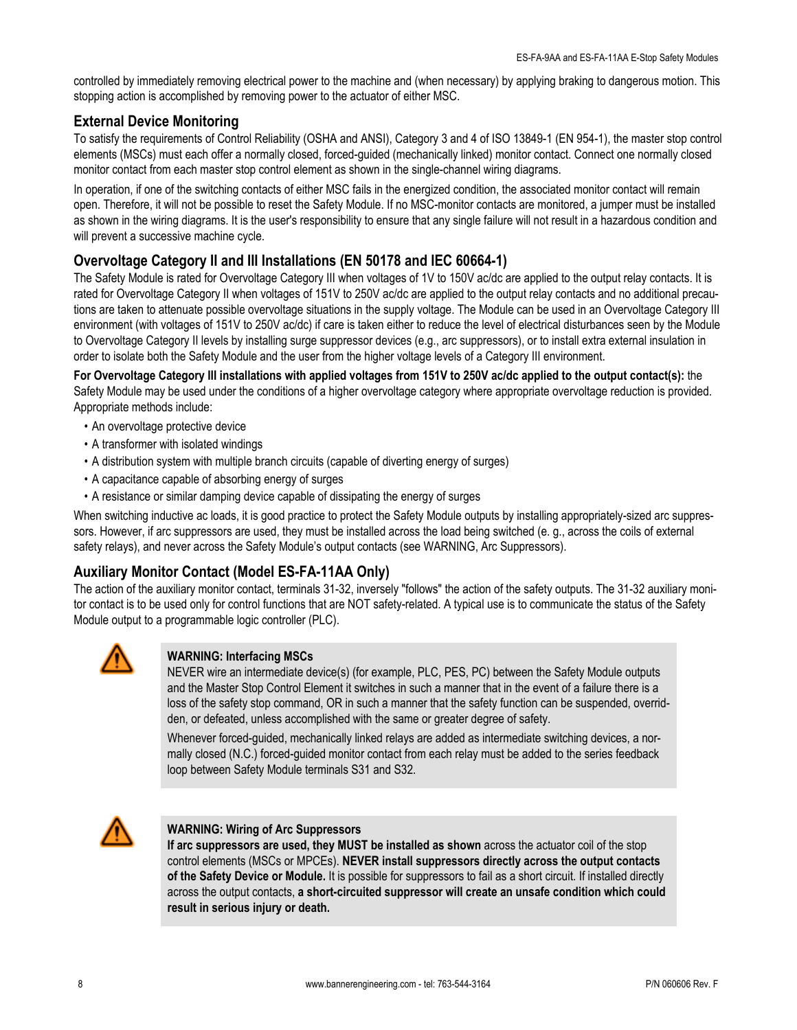controlled by immediately removing electrical power to the machine and (when necessary) by applying braking to dangerous motion. This stopping action is accomplished by removing power to the actuator of either MSC.

## External Device Monitoring

To satisfy the requirements of Control Reliability (OSHA and ANSI), Category 3 and 4 of ISO 13849-1 (EN 954-1), the master stop control elements (MSCs) must each offer a normally closed, forced-guided (mechanically linked) monitor contact. Connect one normally closed monitor contact from each master stop control element as shown in the single-channel wiring diagrams.

In operation, if one of the switching contacts of either MSC fails in the energized condition, the associated monitor contact will remain open. Therefore, it will not be possible to reset the Safety Module. If no MSC-monitor contacts are monitored, a jumper must be installed as shown in the wiring diagrams. It is the user's responsibility to ensure that any single failure will not result in a hazardous condition and will prevent a successive machine cycle.

## Overvoltage Category II and III Installations (EN 50178 and IEC 60664-1)

The Safety Module is rated for Overvoltage Category III when voltages of 1V to 150V ac/dc are applied to the output relay contacts. It is rated for Overvoltage Category II when voltages of 151V to 250V ac/dc are applied to the output relay contacts and no additional precautions are taken to attenuate possible overvoltage situations in the supply voltage. The Module can be used in an Overvoltage Category III environment (with voltages of 151V to 250V ac/dc) if care is taken either to reduce the level of electrical disturbances seen by the Module to Overvoltage Category II levels by installing surge suppressor devices (e.g., arc suppressors), or to install extra external insulation in order to isolate both the Safety Module and the user from the higher voltage levels of a Category III environment.

**For Overvoltage Category III installations with applied voltages from 151V to 250V ac/dc applied to the output contact(s):** the Safety Module may be used under the conditions of a higher overvoltage category where appropriate overvoltage reduction is provided. Appropriate methods include:

- An overvoltage protective device
- A transformer with isolated windings
- A distribution system with multiple branch circuits (capable of diverting energy of surges)
- A capacitance capable of absorbing energy of surges
- A resistance or similar damping device capable of dissipating the energy of surges

When switching inductive ac loads, it is good practice to protect the Safety Module outputs by installing appropriately-sized arc suppressors. However, if arc suppressors are used, they must be installed across the load being switched (e. g., across the coils of external safety relays), and never across the Safety Module's output contacts (see WARNING, Arc Suppressors).

## Auxiliary Monitor Contact (Model ES-FA-11AA Only)

The action of the auxiliary monitor contact, terminals 31-32, inversely "follows" the action of the safety outputs. The 31-32 auxiliary monitor contact is to be used only for control functions that are NOT safety-related. A typical use is to communicate the status of the Safety Module output to a programmable logic controller (PLC).

**WARNING: Interfacing MSCs**

NEVER wire an intermediate device(s) (for example, PLC, PES, PC) between the Safety Module outputs and the Master Stop Control Element it switches in such a manner that in the event of a failure there is a loss of the safety stop command, OR in such a manner that the safety function can be suspended, overridden, or defeated, unless accomplished with the same or greater degree of safety.

Whenever forced-guided, mechanically linked relays are added as intermediate switching devices, a normally closed (N.C.) forced-guided monitor contact from each relay must be added to the series feedback loop between Safety Module terminals S31 and S32.

**WARNING: Wiring of Arc Suppressors**

**If arc suppressors are used, they MUST be installed as shown** across the actuator coil of the stop control elements (MSCs or MPCEs). **NEVER install suppressors directly across the output contacts of the Safety Device or Module.** It is possible for suppressors to fail as a short circuit. If installed directly across the output contacts, **a short-circuited suppressor will create an unsafe condition which could result in serious injury or death.**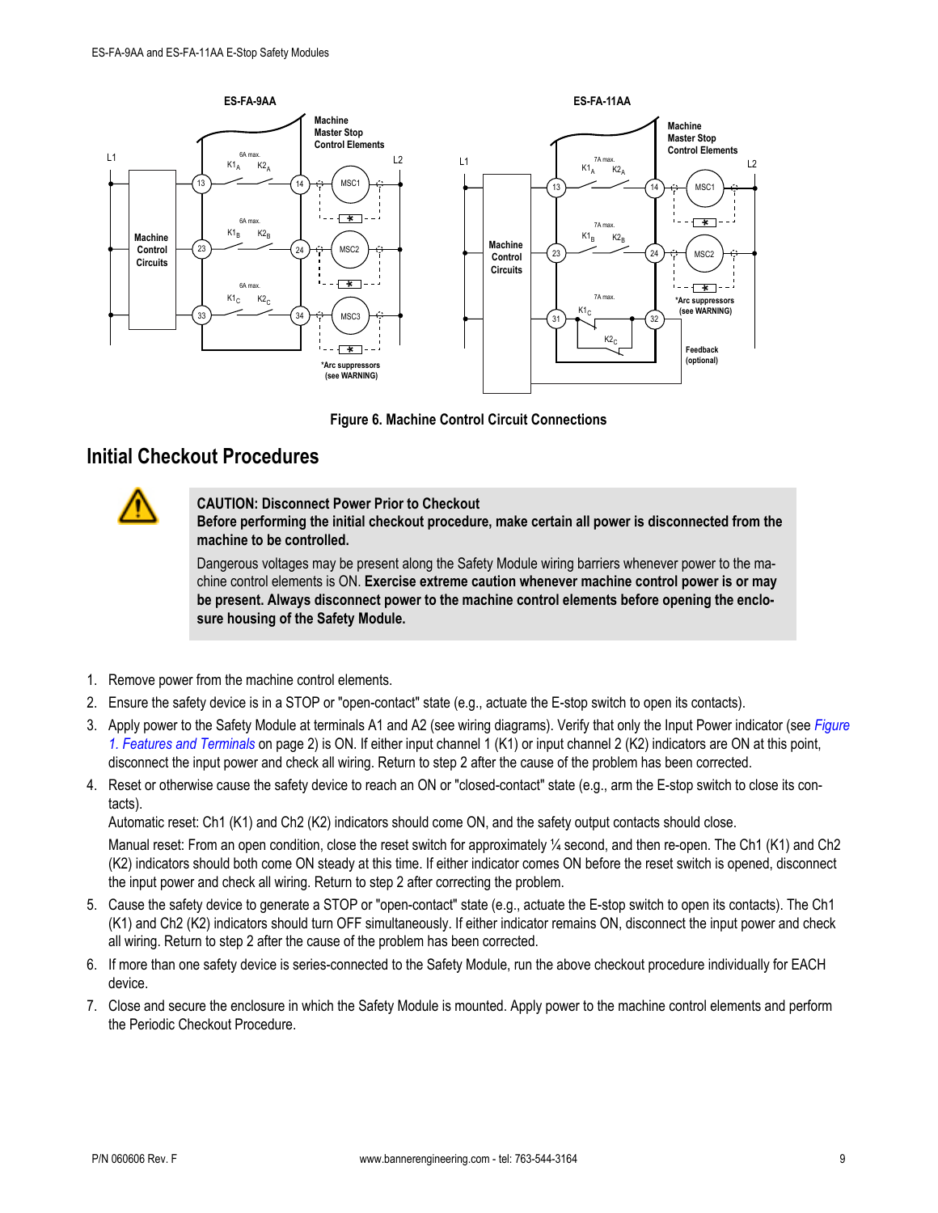Figure 6. Machine Control Circuit Connections

## Initial Checkout Procedures

**CAUTION: Disconnect Power Prior to Checkout**
**Before performing the initial checkout procedure, make certain all power is disconnected from the machine to be controlled.**

Dangerous voltages may be present along the Safety Module wiring barriers whenever power to the machine control elements is ON. **Exercise extreme caution whenever machine control power is or may be present. Always disconnect power to the machine control elements before opening the enclosure housing of the Safety Module.**

1. Remove power from the machine control elements.
2. Ensure the safety device is in a STOP or "open-contact" state (e.g., actuate the E-stop switch to open its contacts).
3. Apply power to the Safety Module at terminals A1 and A2 (see wiring diagrams). Verify that only the Input Power indicator (see *Figure 1. Features and Terminals* on page 2) is ON. If either input channel 1 (K1) or input channel 2 (K2) indicators are ON at this point, disconnect the input power and check all wiring. Return to step 2 after the cause of the problem has been corrected.
4. Reset or otherwise cause the safety device to reach an ON or "closed-contact" state (e.g., arm the E-stop switch to close its contacts).

   Automatic reset: Ch1 (K1) and Ch2 (K2) indicators should come ON, and the safety output contacts should close.

   Manual reset: From an open condition, close the reset switch for approximately ¼ second, and then re-open. The Ch1 (K1) and Ch2 (K2) indicators should both come ON steady at this time. If either indicator comes ON before the reset switch is opened, disconnect the input power and check all wiring. Return to step 2 after correcting the problem.
5. Cause the safety device to generate a STOP or "open-contact" state (e.g., actuate the E-stop switch to open its contacts). The Ch1 (K1) and Ch2 (K2) indicators should turn OFF simultaneously. If either indicator remains ON, disconnect the input power and check all wiring. Return to step 2 after the cause of the problem has been corrected.
6. If more than one safety device is series-connected to the Safety Module, run the above checkout procedure individually for EACH device.
7. Close and secure the enclosure in which the Safety Module is mounted. Apply power to the machine control elements and perform the Periodic Checkout Procedure.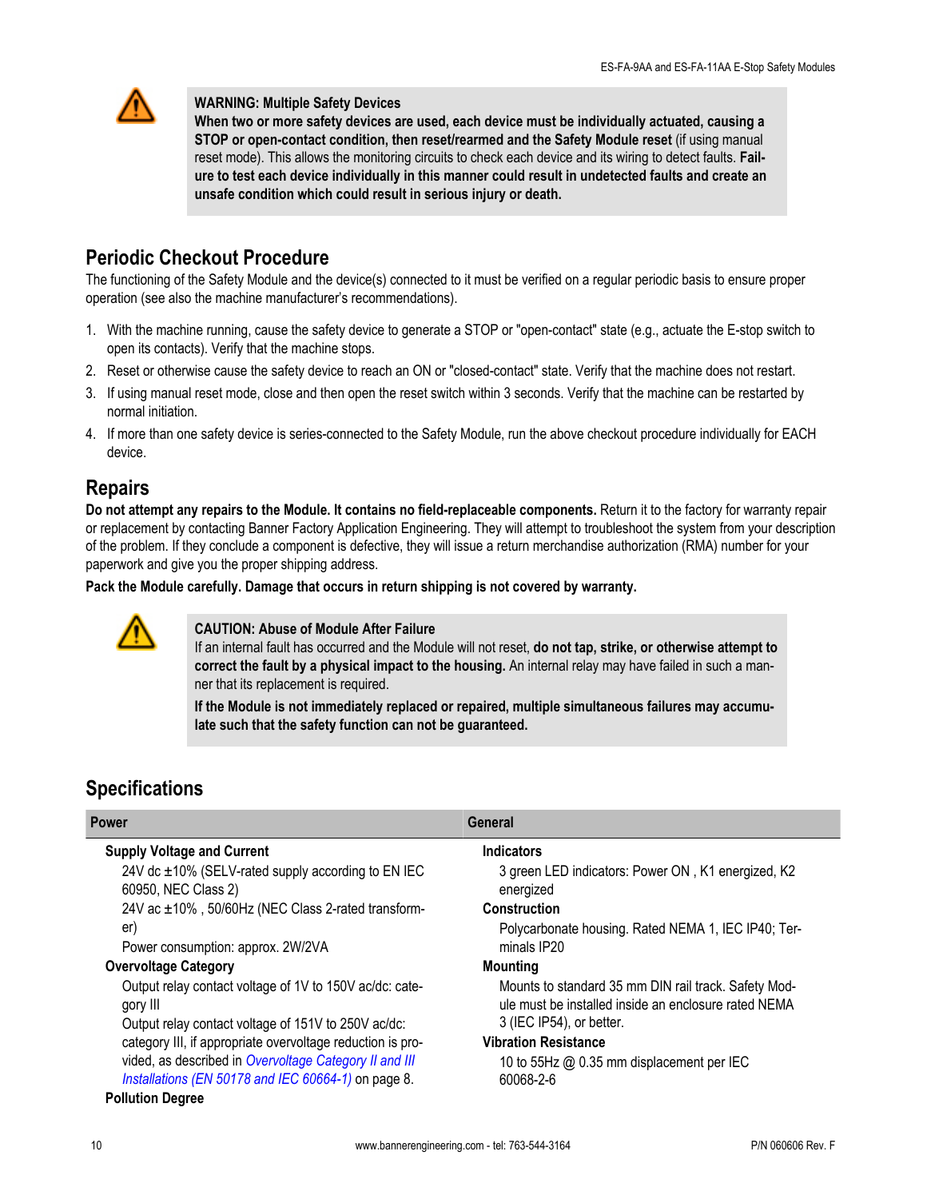**WARNING: Multiple Safety Devices**
**When two or more safety devices are used, each device must be individually actuated, causing a STOP or open-contact condition, then reset/rearmed and the Safety Module reset** (if using manual reset mode). This allows the monitoring circuits to check each device and its wiring to detect faults. **Failure to test each device individually in this manner could result in undetected faults and create an unsafe condition which could result in serious injury or death.**

## Periodic Checkout Procedure

The functioning of the Safety Module and the device(s) connected to it must be verified on a regular periodic basis to ensure proper operation (see also the machine manufacturer's recommendations).

1. With the machine running, cause the safety device to generate a STOP or "open-contact" state (e.g., actuate the E-stop switch to open its contacts). Verify that the machine stops.
2. Reset or otherwise cause the safety device to reach an ON or "closed-contact" state. Verify that the machine does not restart.
3. If using manual reset mode, close and then open the reset switch within 3 seconds. Verify that the machine can be restarted by normal initiation.
4. If more than one safety device is series-connected to the Safety Module, run the above checkout procedure individually for EACH device.

## Repairs

**Do not attempt any repairs to the Module. It contains no field-replaceable components.** Return it to the factory for warranty repair or replacement by contacting Banner Factory Application Engineering. They will attempt to troubleshoot the system from your description of the problem. If they conclude a component is defective, they will issue a return merchandise authorization (RMA) number for your paperwork and give you the proper shipping address.

**Pack the Module carefully. Damage that occurs in return shipping is not covered by warranty.**

**CAUTION: Abuse of Module After Failure**
If an internal fault has occurred and the Module will not reset, **do not tap, strike, or otherwise attempt to correct the fault by a physical impact to the housing.** An internal relay may have failed in such a manner that its replacement is required.

**If the Module is not immediately replaced or repaired, multiple simultaneous failures may accumulate such that the safety function can not be guaranteed.**

## Specifications

### Power

**Supply Voltage and Current**
24V dc ±10% (SELV-rated supply according to EN IEC 60950, NEC Class 2)
24V ac ±10% , 50/60Hz (NEC Class 2-rated transformer)
Power consumption: approx. 2W/2VA

**Overvoltage Category**
Output relay contact voltage of 1V to 150V ac/dc: category III
Output relay contact voltage of 151V to 250V ac/dc: category III, if appropriate overvoltage reduction is provided, as described in *Overvoltage Category II and III Installations (EN 50178 and IEC 60664-1)* on page 8.

**Pollution Degree**

### General

**Indicators**
3 green LED indicators: Power ON , K1 energized, K2 energized

**Construction**
Polycarbonate housing. Rated NEMA 1, IEC IP40; Terminals IP20

**Mounting**
Mounts to standard 35 mm DIN rail track. Safety Module must be installed inside an enclosure rated NEMA 3 (IEC IP54), or better.

**Vibration Resistance**
10 to 55Hz @ 0.35 mm displacement per IEC 60068-2-6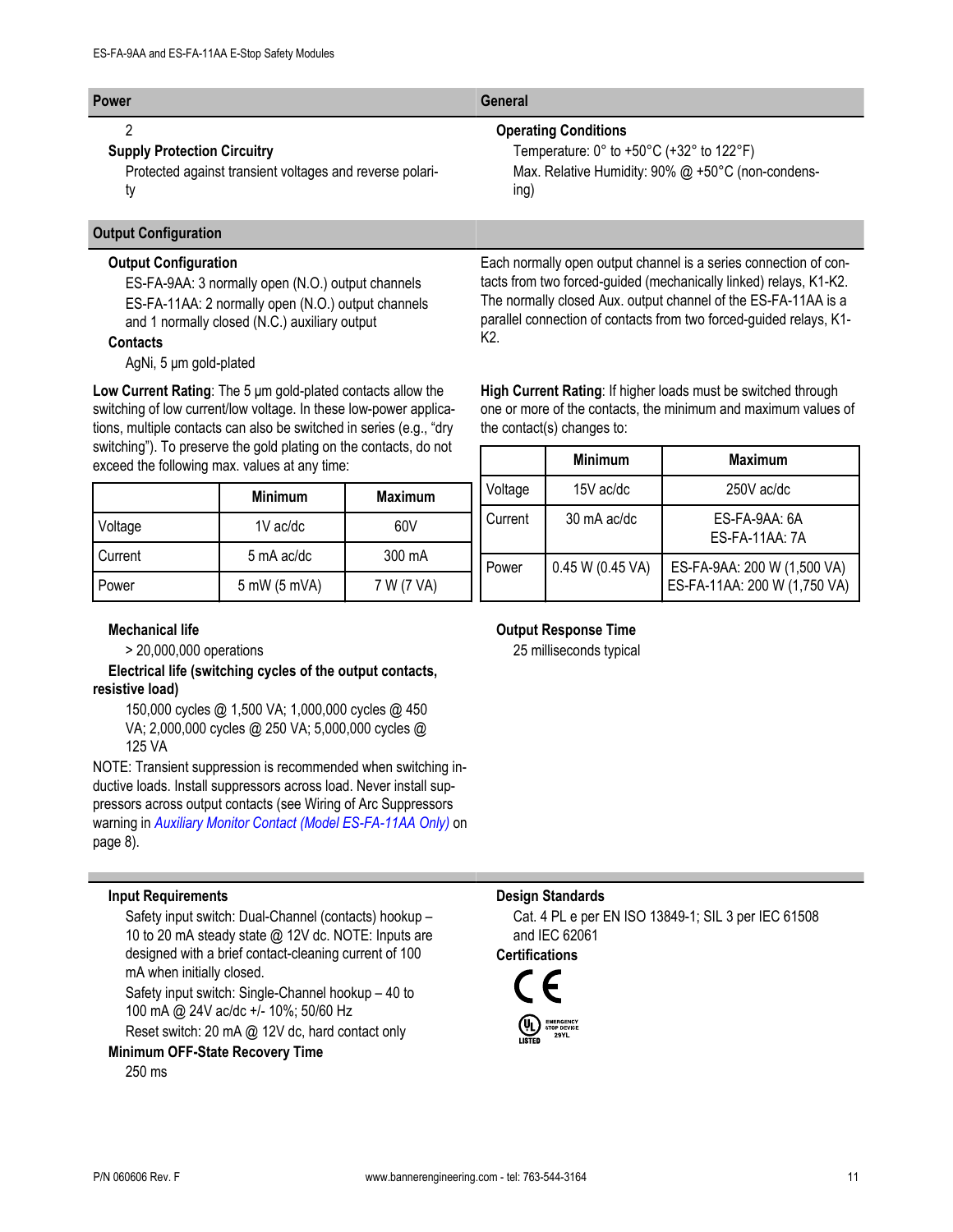## Power

2

**Supply Protection Circuitry**

Protected against transient voltages and reverse polarity

## General

**Operating Conditions**

Temperature: 0° to +50°C (+32° to 122°F)

Max. Relative Humidity: 90% @ +50°C (non-condensing)

## Output Configuration

**Output Configuration**

ES-FA-9AA: 3 normally open (N.O.) output channels

ES-FA-11AA: 2 normally open (N.O.) output channels and 1 normally closed (N.C.) auxiliary output

**Contacts**

AgNi, 5 µm gold-plated

Each normally open output channel is a series connection of contacts from two forced-guided (mechanically linked) relays, K1-K2. The normally closed Aux. output channel of the ES-FA-11AA is a parallel connection of contacts from two forced-guided relays, K1-K2.

**Low Current Rating**: The 5 µm gold-plated contacts allow the switching of low current/low voltage. In these low-power applications, multiple contacts can also be switched in series (e.g., "dry switching"). To preserve the gold plating on the contacts, do not exceed the following max. values at any time:

| | Minimum | Maximum |
|---|---|---|
| Voltage | 1V ac/dc | 60V |
| Current | 5 mA ac/dc | 300 mA |
| Power | 5 mW (5 mVA) | 7 W (7 VA) |

**High Current Rating**: If higher loads must be switched through one or more of the contacts, the minimum and maximum values of the contact(s) changes to:

| | Minimum | Maximum |
|---|---|---|
| Voltage | 15V ac/dc | 250V ac/dc |
| Current | 30 mA ac/dc | ES-FA-9AA: 6A<br>ES-FA-11AA: 7A |
| Power | 0.45 W (0.45 VA) | ES-FA-9AA: 200 W (1,500 VA)<br>ES-FA-11AA: 200 W (1,750 VA) |

**Mechanical life**

> 20,000,000 operations

**Electrical life (switching cycles of the output contacts, resistive load)**

150,000 cycles @ 1,500 VA; 1,000,000 cycles @ 450 VA; 2,000,000 cycles @ 250 VA; 5,000,000 cycles @ 125 VA

NOTE: Transient suppression is recommended when switching inductive loads. Install suppressors across load. Never install suppressors across output contacts (see Wiring of Arc Suppressors warning in *Auxiliary Monitor Contact (Model ES-FA-11AA Only)* on page 8).

**Output Response Time**

25 milliseconds typical

**Input Requirements**

Safety input switch: Dual-Channel (contacts) hookup – 10 to 20 mA steady state @ 12V dc. NOTE: Inputs are designed with a brief contact-cleaning current of 100 mA when initially closed.

Safety input switch: Single-Channel hookup – 40 to 100 mA @ 24V ac/dc +/- 10%; 50/60 Hz

Reset switch: 20 mA @ 12V dc, hard contact only

**Minimum OFF-State Recovery Time**

250 ms

**Design Standards**

Cat. 4 PL e per EN ISO 13849-1; SIL 3 per IEC 61508 and IEC 62061

**Certifications**

CE

UL LISTED EMERGENCY STOP DEVICE 29YL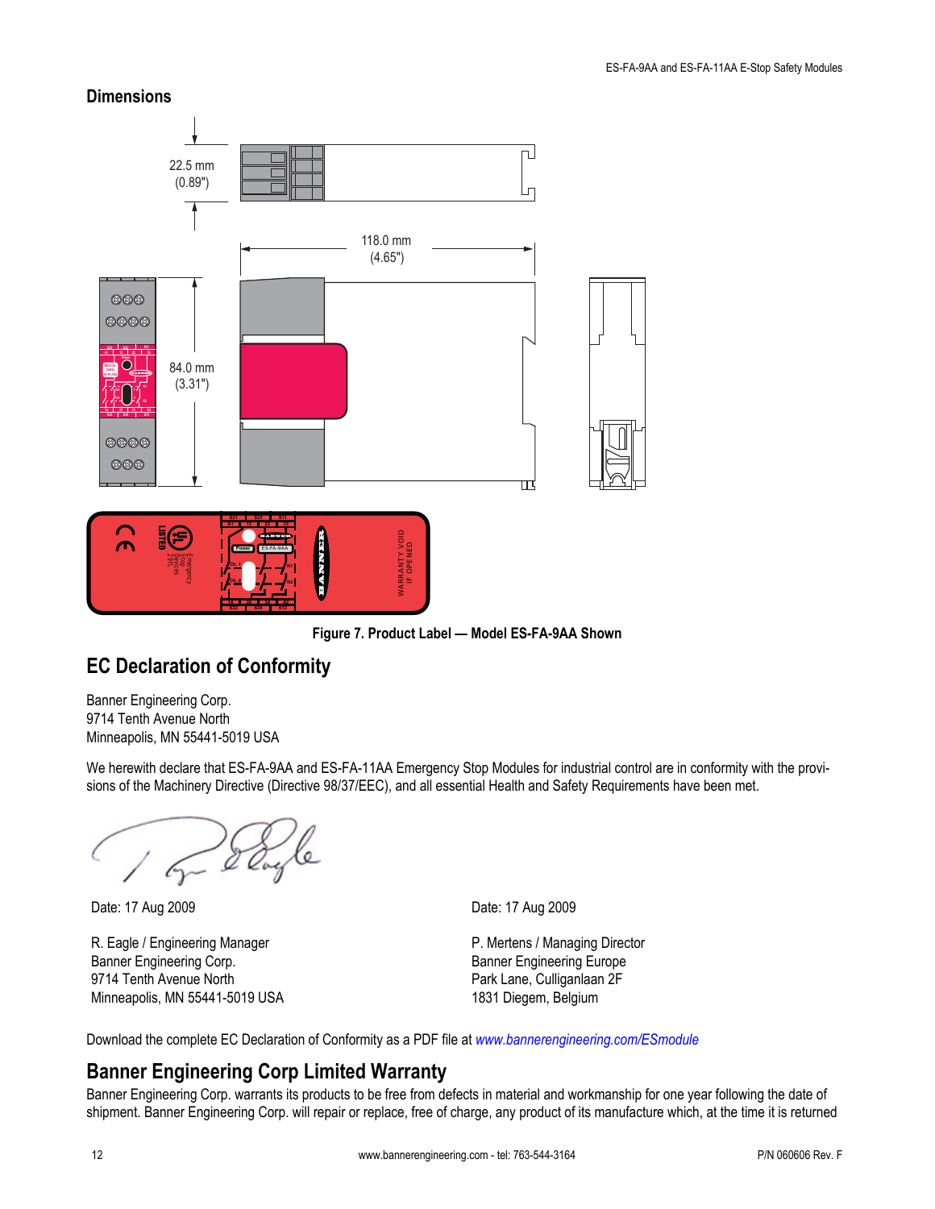## Dimensions

22.5 mm (0.89")

118.0 mm (4.65")

84.0 mm (3.31")

Figure 7. Product Label — Model ES-FA-9AA Shown

## EC Declaration of Conformity

Banner Engineering Corp.
9714 Tenth Avenue North
Minneapolis, MN 55441-5019 USA

We herewith declare that ES-FA-9AA and ES-FA-11AA Emergency Stop Modules for industrial control are in conformity with the provisions of the Machinery Directive (Directive 98/37/EEC), and all essential Health and Safety Requirements have been met.

Date: 17 Aug 2009

R. Eagle / Engineering Manager
Banner Engineering Corp.
9714 Tenth Avenue North
Minneapolis, MN 55441-5019 USA

Date: 17 Aug 2009

P. Mertens / Managing Director
Banner Engineering Europe
Park Lane, Culliganlaan 2F
1831 Diegem, Belgium

Download the complete EC Declaration of Conformity as a PDF file at *www.bannerengineering.com/ESmodule*

## Banner Engineering Corp Limited Warranty

Banner Engineering Corp. warrants its products to be free from defects in material and workmanship for one year following the date of shipment. Banner Engineering Corp. will repair or replace, free of charge, any product of its manufacture which, at the time it is returned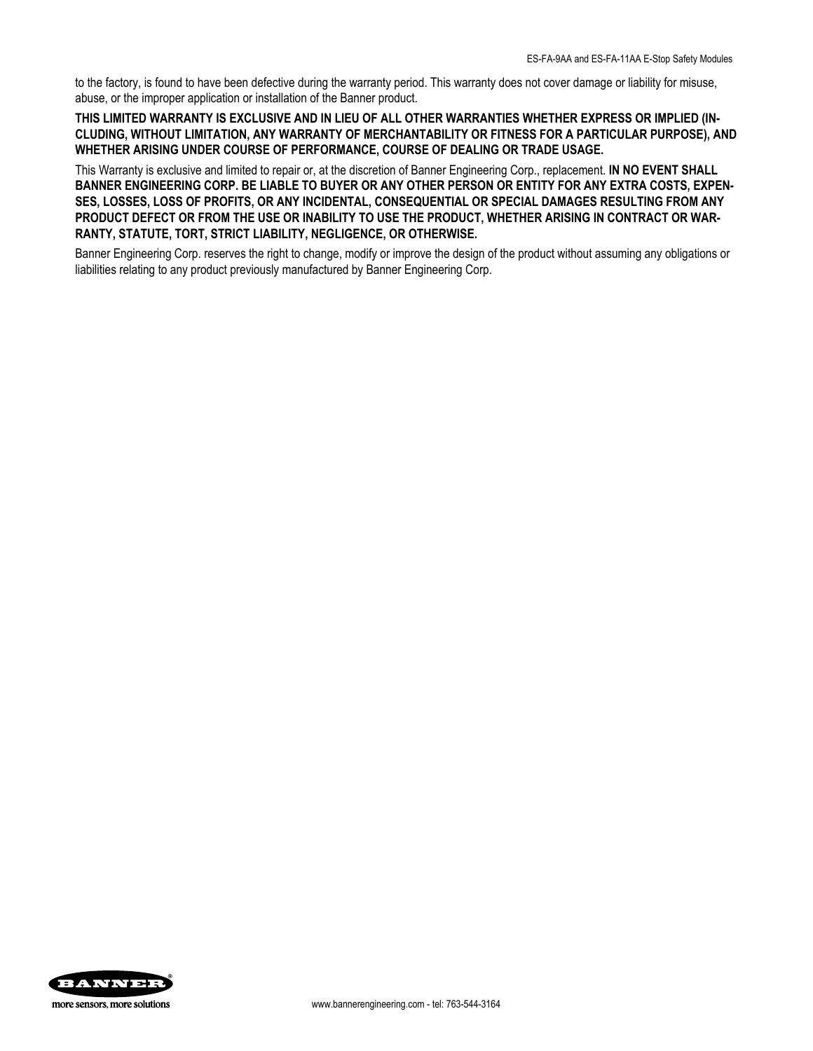to the factory, is found to have been defective during the warranty period. This warranty does not cover damage or liability for misuse, abuse, or the improper application or installation of the Banner product.

**THIS LIMITED WARRANTY IS EXCLUSIVE AND IN LIEU OF ALL OTHER WARRANTIES WHETHER EXPRESS OR IMPLIED (INCLUDING, WITHOUT LIMITATION, ANY WARRANTY OF MERCHANTABILITY OR FITNESS FOR A PARTICULAR PURPOSE), AND WHETHER ARISING UNDER COURSE OF PERFORMANCE, COURSE OF DEALING OR TRADE USAGE.**

This Warranty is exclusive and limited to repair or, at the discretion of Banner Engineering Corp., replacement. **IN NO EVENT SHALL BANNER ENGINEERING CORP. BE LIABLE TO BUYER OR ANY OTHER PERSON OR ENTITY FOR ANY EXTRA COSTS, EXPENSES, LOSSES, LOSS OF PROFITS, OR ANY INCIDENTAL, CONSEQUENTIAL OR SPECIAL DAMAGES RESULTING FROM ANY PRODUCT DEFECT OR FROM THE USE OR INABILITY TO USE THE PRODUCT, WHETHER ARISING IN CONTRACT OR WARRANTY, STATUTE, TORT, STRICT LIABILITY, NEGLIGENCE, OR OTHERWISE.**

Banner Engineering Corp. reserves the right to change, modify or improve the design of the product without assuming any obligations or liabilities relating to any product previously manufactured by Banner Engineering Corp.